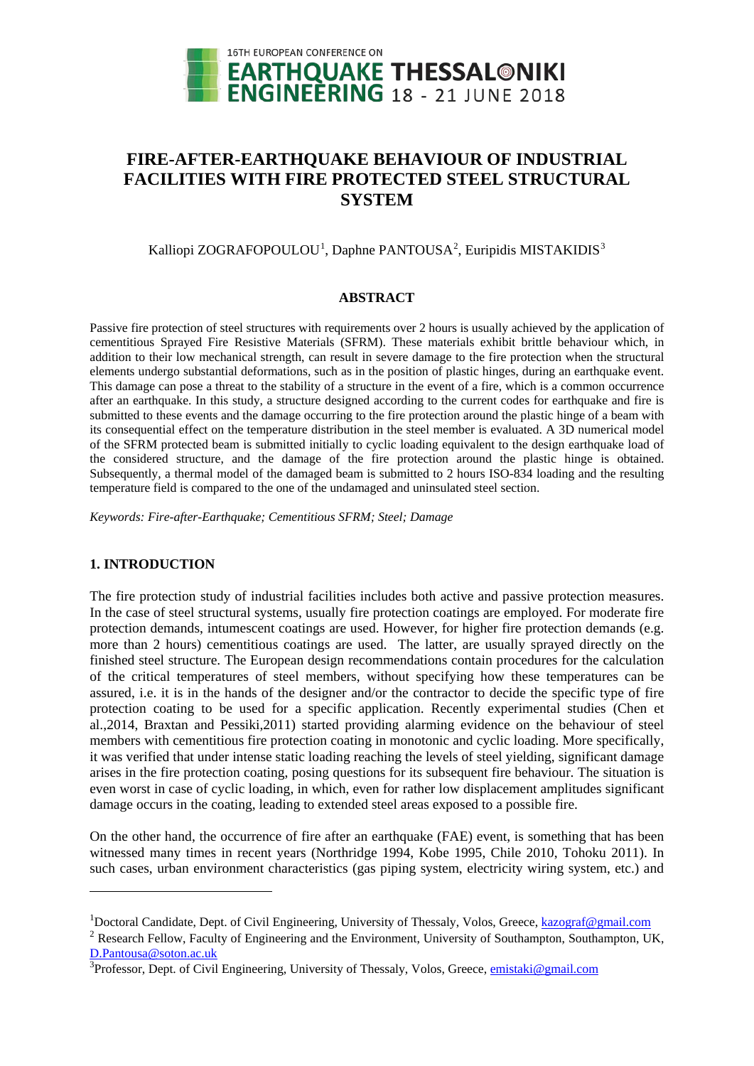# FIRE-AFTER-EARTHQUAKE BEHAVIOUR OF INDUSTRIAL FACILITIES WITH FIRE PROTECTED STEEL STRUCTURAL SYSTEM

Kalliopi ZOGRAFOPOULOU[1], Daphne PANTOUSA[2], Euripidis MISTAKIDIS[3]

## ABSTRACT

Passive fire protection of steel structures with requirements over 2 hours is usually achieved by the application of cementitious Sprayed Fire Resistive Materials (SFRM). These materials exhibit brittle behaviour which, in addition to their low mechanical strength, can result in severe damage to the fire protection when the structural elements undergo substantial deformations, such as in the position of plastic hinges, during an earthquake event. This damage can pose a threat to the stability of a structure in the event of a fire, which is a common occurrence after an earthquake. In this study, a structure designed according to the current codes for earthquake and fire is submitted to these events and the damage occurring to the fire protection around the plastic hinge of a beam with its consequential effect on the temperature distribution in the steel member is evaluated. A 3D numerical model of the SFRM protected beam is submitted initially to cyclic loading equivalent to the design earthquake load of the considered structure, and the damage of the fire protection around the plastic hinge is obtained. Subsequently, a thermal model of the damaged beam is submitted to 2 hours ISO-834 loading and the resulting temperature field is compared to the one of the undamaged and uninsulated steel section.

*Keywords: Fire-after-Earthquake; Cementitious SFRM; Steel; Damage*

## 1. INTRODUCTION

The fire protection study of industrial facilities includes both active and passive protection measures. In the case of steel structural systems, usually fire protection coatings are employed. For moderate fire protection demands, intumescent coatings are used. However, for higher fire protection demands (e.g. more than 2 hours) cementitious coatings are used. The latter, are usually sprayed directly on the finished steel structure. The European design recommendations contain procedures for the calculation of the critical temperatures of steel members, without specifying how these temperatures can be assured, i.e. it is in the hands of the designer and/or the contractor to decide the specific type of fire protection coating to be used for a specific application. Recently experimental studies (Chen et al.,2014, Braxtan and Pessiki,2011) started providing alarming evidence on the behaviour of steel members with cementitious fire protection coating in monotonic and cyclic loading. More specifically, it was verified that under intense static loading reaching the levels of steel yielding, significant damage arises in the fire protection coating, posing questions for its subsequent fire behaviour. The situation is even worst in case of cyclic loading, in which, even for rather low displacement amplitudes significant damage occurs in the coating, leading to extended steel areas exposed to a possible fire.

On the other hand, the occurrence of fire after an earthquake (FAE) event, is something that has been witnessed many times in recent years (Northridge 1994, Kobe 1995, Chile 2010, Tohoku 2011). In such cases, urban environment characteristics (gas piping system, electricity wiring system, etc.) and

---

[1]Doctoral Candidate, Dept. of Civil Engineering, University of Thessaly, Volos, Greece, kazograf@gmail.com

[2] Research Fellow, Faculty of Engineering and the Environment, University of Southampton, Southampton, UK, D.Pantousa@soton.ac.uk

[3]Professor, Dept. of Civil Engineering, University of Thessaly, Volos, Greece, emistaki@gmail.com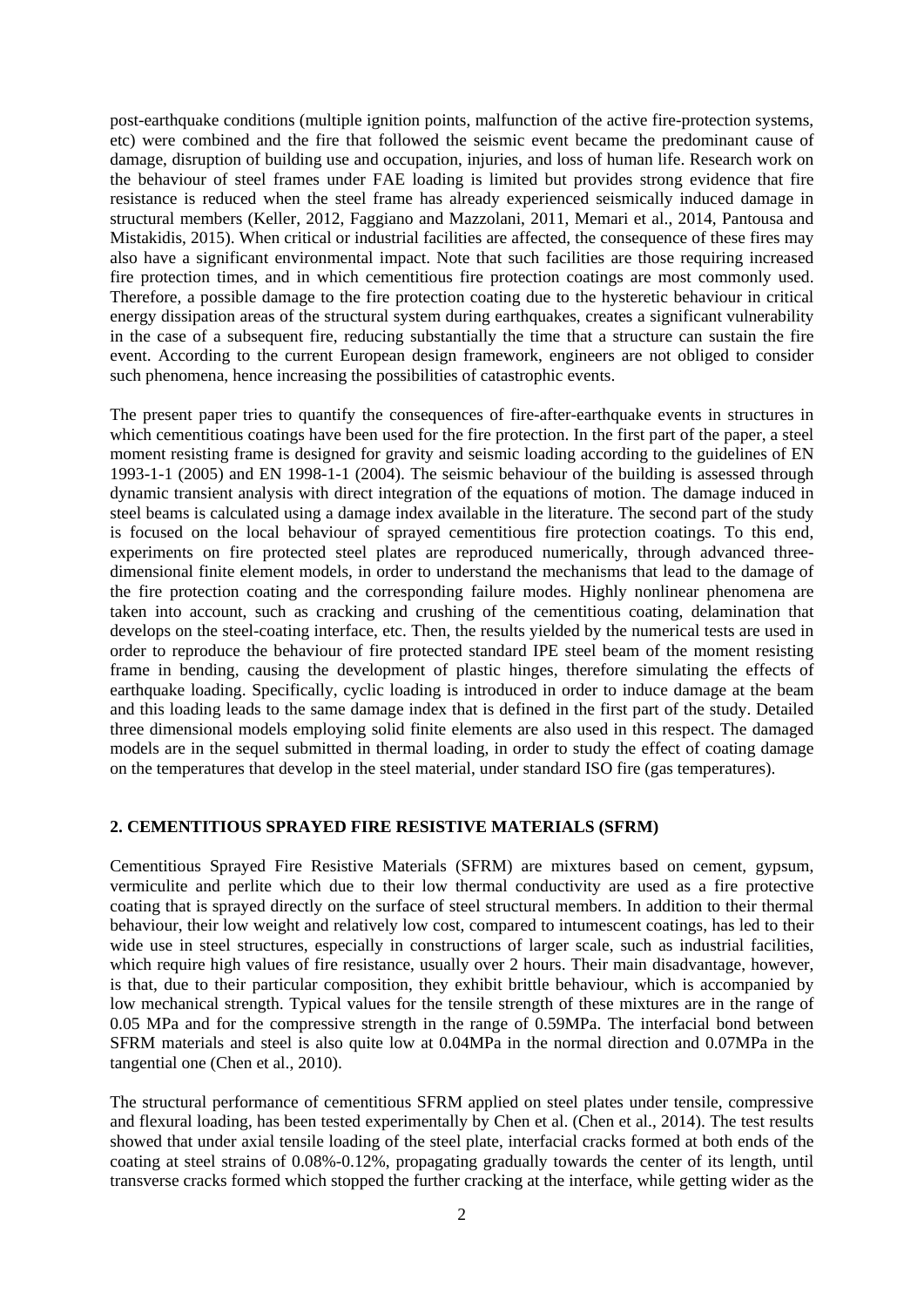post-earthquake conditions (multiple ignition points, malfunction of the active fire-protection systems, etc) were combined and the fire that followed the seismic event became the predominant cause of damage, disruption of building use and occupation, injuries, and loss of human life. Research work on the behaviour of steel frames under FAE loading is limited but provides strong evidence that fire resistance is reduced when the steel frame has already experienced seismically induced damage in structural members (Keller, 2012, Faggiano and Mazzolani, 2011, Memari et al., 2014, Pantousa and Mistakidis, 2015). When critical or industrial facilities are affected, the consequence of these fires may also have a significant environmental impact. Note that such facilities are those requiring increased fire protection times, and in which cementitious fire protection coatings are most commonly used. Therefore, a possible damage to the fire protection coating due to the hysteretic behaviour in critical energy dissipation areas of the structural system during earthquakes, creates a significant vulnerability in the case of a subsequent fire, reducing substantially the time that a structure can sustain the fire event. According to the current European design framework, engineers are not obliged to consider such phenomena, hence increasing the possibilities of catastrophic events.

The present paper tries to quantify the consequences of fire-after-earthquake events in structures in which cementitious coatings have been used for the fire protection. In the first part of the paper, a steel moment resisting frame is designed for gravity and seismic loading according to the guidelines of EN 1993-1-1 (2005) and EN 1998-1-1 (2004). The seismic behaviour of the building is assessed through dynamic transient analysis with direct integration of the equations of motion. The damage induced in steel beams is calculated using a damage index available in the literature. The second part of the study is focused on the local behaviour of sprayed cementitious fire protection coatings. To this end, experiments on fire protected steel plates are reproduced numerically, through advanced three-dimensional finite element models, in order to understand the mechanisms that lead to the damage of the fire protection coating and the corresponding failure modes. Highly nonlinear phenomena are taken into account, such as cracking and crushing of the cementitious coating, delamination that develops on the steel-coating interface, etc. Then, the results yielded by the numerical tests are used in order to reproduce the behaviour of fire protected standard IPE steel beam of the moment resisting frame in bending, causing the development of plastic hinges, therefore simulating the effects of earthquake loading. Specifically, cyclic loading is introduced in order to induce damage at the beam and this loading leads to the same damage index that is defined in the first part of the study. Detailed three dimensional models employing solid finite elements are also used in this respect. The damaged models are in the sequel submitted in thermal loading, in order to study the effect of coating damage on the temperatures that develop in the steel material, under standard ISO fire (gas temperatures).

## 2. CEMENTITIOUS SPRAYED FIRE RESISTIVE MATERIALS (SFRM)

Cementitious Sprayed Fire Resistive Materials (SFRM) are mixtures based on cement, gypsum, vermiculite and perlite which due to their low thermal conductivity are used as a fire protective coating that is sprayed directly on the surface of steel structural members. In addition to their thermal behaviour, their low weight and relatively low cost, compared to intumescent coatings, has led to their wide use in steel structures, especially in constructions of larger scale, such as industrial facilities, which require high values of fire resistance, usually over 2 hours. Their main disadvantage, however, is that, due to their particular composition, they exhibit brittle behaviour, which is accompanied by low mechanical strength. Typical values for the tensile strength of these mixtures are in the range of 0.05 MPa and for the compressive strength in the range of 0.59MPa. The interfacial bond between SFRM materials and steel is also quite low at 0.04MPa in the normal direction and 0.07MPa in the tangential one (Chen et al., 2010).

The structural performance of cementitious SFRM applied on steel plates under tensile, compressive and flexural loading, has been tested experimentally by Chen et al. (Chen et al., 2014). The test results showed that under axial tensile loading of the steel plate, interfacial cracks formed at both ends of the coating at steel strains of 0.08%-0.12%, propagating gradually towards the center of its length, until transverse cracks formed which stopped the further cracking at the interface, while getting wider as the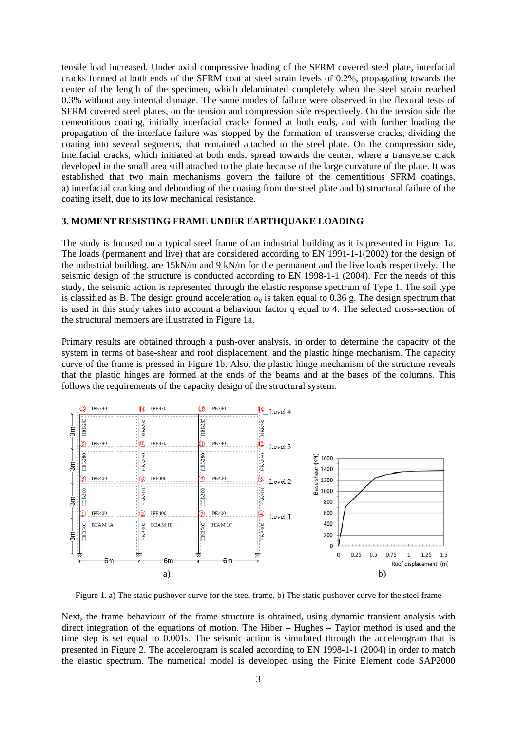tensile load increased. Under axial compressive loading of the SFRM covered steel plate, interfacial cracks formed at both ends of the SFRM coat at steel strain levels of 0.2%, propagating towards the center of the length of the specimen, which delaminated completely when the steel strain reached 0.3% without any internal damage. The same modes of failure were observed in the flexural tests of SFRM covered steel plates, on the tension and compression side respectively. On the tension side the cementitious coating, initially interfacial cracks formed at both ends, and with further loading the propagation of the interface failure was stopped by the formation of transverse cracks, dividing the coating into several segments, that remained attached to the steel plate. On the compression side, interfacial cracks, which initiated at both ends, spread towards the center, where a transverse crack developed in the small area still attached to the plate because of the large curvature of the plate. It was established that two main mechanisms govern the failure of the cementitious SFRM coatings, a) interfacial cracking and debonding of the coating from the steel plate and b) structural failure of the coating itself, due to its low mechanical resistance.

## 3. MOMENT RESISTING FRAME UNDER EARTHQUAKE LOADING

The study is focused on a typical steel frame of an industrial building as it is presented in Figure 1a. The loads (permanent and live) that are considered according to EN 1991-1-1(2002) for the design of the industrial building, are 15kN/m and 9 kN/m for the permanent and the live loads respectively. The seismic design of the structure is conducted according to EN 1998-1-1 (2004). For the needs of this study, the seismic action is represented through the elastic response spectrum of Type 1. The soil type is classified as B. The design ground acceleration $\alpha_g$ is taken equal to 0.36 g. The design spectrum that is used in this study takes into account a behaviour factor q equal to 4. The selected cross-section of the structural members are illustrated in Figure 1a.

Primary results are obtained through a push-over analysis, in order to determine the capacity of the system in terms of base-shear and roof displacement, and the plastic hinge mechanism. The capacity curve of the frame is pressed in Figure 1b. Also, the plastic hinge mechanism of the structure reveals that the plastic hinges are formed at the ends of the beams and at the bases of the columns. This follows the requirements of the capacity design of the structural system.

Figure 1. a) The static pushover curve for the steel frame, b) The static pushover curve for the steel frame

Next, the frame behaviour of the frame structure is obtained, using dynamic transient analysis with direct integration of the equations of motion. The Hiber – Hughes – Taylor method is used and the time step is set equal to 0.001s. The seismic action is simulated through the accelerogram that is presented in Figure 2. The accelerogram is scaled according to EN 1998-1-1 (2004) in order to match the elastic spectrum. The numerical model is developed using the Finite Element code SAP2000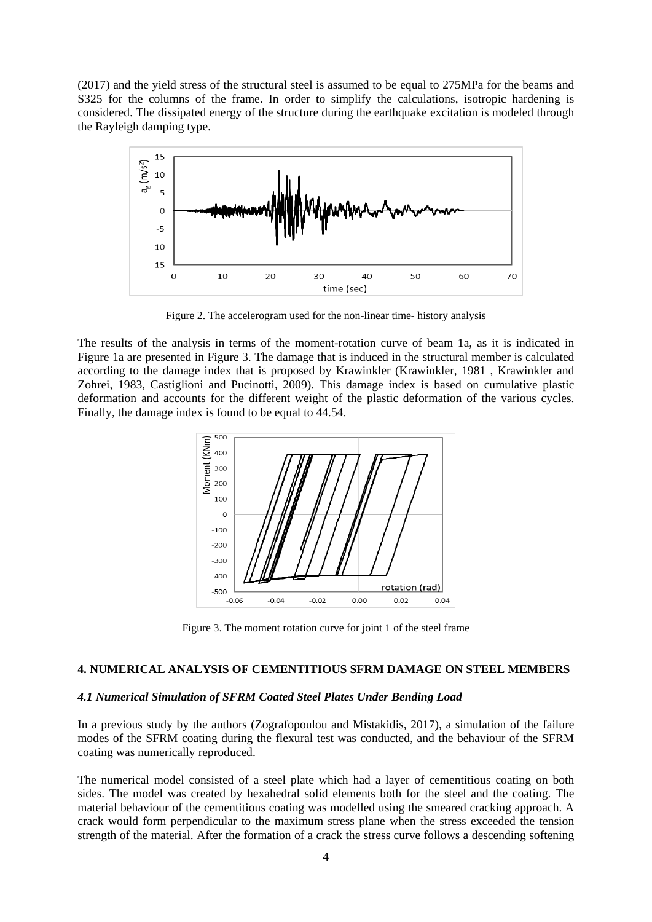(2017) and the yield stress of the structural steel is assumed to be equal to 275MPa for the beams and S325 for the columns of the frame. In order to simplify the calculations, isotropic hardening is considered. The dissipated energy of the structure during the earthquake excitation is modeled through the Rayleigh damping type.

Figure 2. The accelerogram used for the non-linear time- history analysis

The results of the analysis in terms of the moment-rotation curve of beam 1a, as it is indicated in Figure 1a are presented in Figure 3. The damage that is induced in the structural member is calculated according to the damage index that is proposed by Krawinkler (Krawinkler, 1981 , Krawinkler and Zohrei, 1983, Castiglioni and Pucinotti, 2009). This damage index is based on cumulative plastic deformation and accounts for the different weight of the plastic deformation of the various cycles. Finally, the damage index is found to be equal to 44.54.

Figure 3. The moment rotation curve for joint 1 of the steel frame

## 4. NUMERICAL ANALYSIS OF CEMENTITIOUS SFRM DAMAGE ON STEEL MEMBERS

### *4.1 Numerical Simulation of SFRM Coated Steel Plates Under Bending Load*

In a previous study by the authors (Zografopoulou and Mistakidis, 2017), a simulation of the failure modes of the SFRM coating during the flexural test was conducted, and the behaviour of the SFRM coating was numerically reproduced.

The numerical model consisted of a steel plate which had a layer of cementitious coating on both sides. The model was created by hexahedral solid elements both for the steel and the coating. The material behaviour of the cementitious coating was modelled using the smeared cracking approach. A crack would form perpendicular to the maximum stress plane when the stress exceeded the tension strength of the material. After the formation of a crack the stress curve follows a descending softening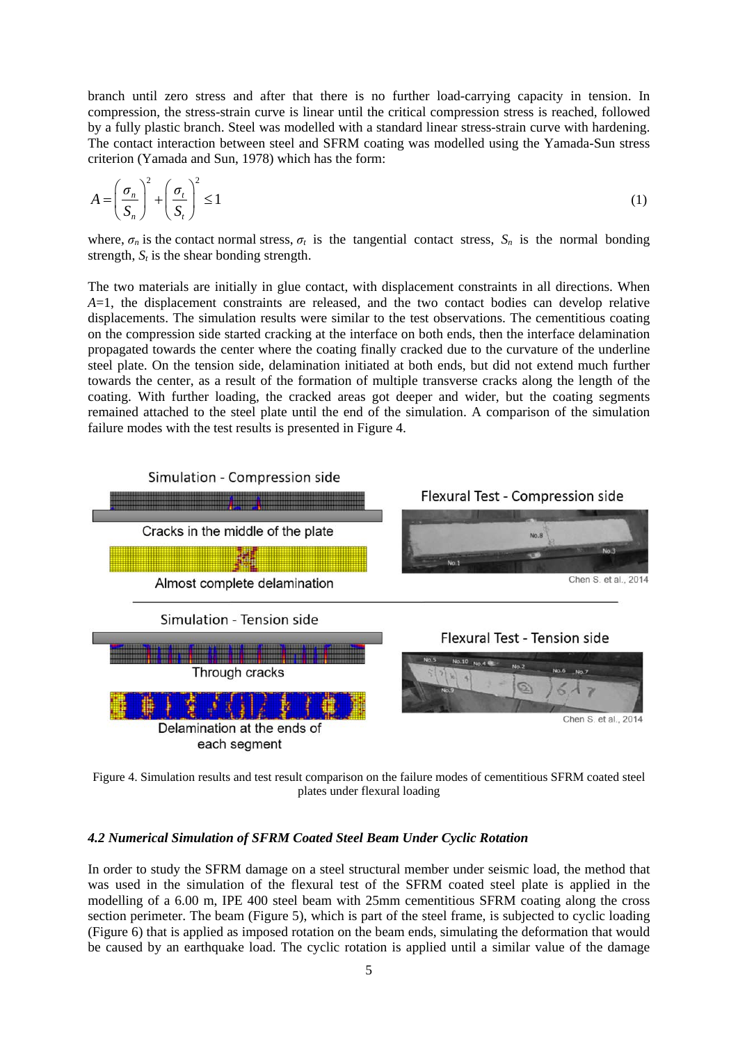branch until zero stress and after that there is no further load-carrying capacity in tension. In compression, the stress-strain curve is linear until the critical compression stress is reached, followed by a fully plastic branch. Steel was modelled with a standard linear stress-strain curve with hardening. The contact interaction between steel and SFRM coating was modelled using the Yamada-Sun stress criterion (Yamada and Sun, 1978) which has the form:

$$A = \left(\frac{\sigma_n}{S_n}\right)^2 + \left(\frac{\sigma_t}{S_t}\right)^2 \leq 1 \tag{1}$$

where, $\sigma_n$ is the contact normal stress, $\sigma_t$ is the tangential contact stress, $S_n$ is the normal bonding strength, $S_t$ is the shear bonding strength.

The two materials are initially in glue contact, with displacement constraints in all directions. When $A$=1, the displacement constraints are released, and the two contact bodies can develop relative displacements. The simulation results were similar to the test observations. The cementitious coating on the compression side started cracking at the interface on both ends, then the interface delamination propagated towards the center where the coating finally cracked due to the curvature of the underline steel plate. On the tension side, delamination initiated at both ends, but did not extend much further towards the center, as a result of the formation of multiple transverse cracks along the length of the coating. With further loading, the cracked areas got deeper and wider, but the coating segments remained attached to the steel plate until the end of the simulation. A comparison of the simulation failure modes with the test results is presented in Figure 4.

Figure 4. Simulation results and test result comparison on the failure modes of cementitious SFRM coated steel plates under flexural loading

#### *4.2 Numerical Simulation of SFRM Coated Steel Beam Under Cyclic Rotation*

In order to study the SFRM damage on a steel structural member under seismic load, the method that was used in the simulation of the flexural test of the SFRM coated steel plate is applied in the modelling of a 6.00 m, IPE 400 steel beam with 25mm cementitious SFRM coating along the cross section perimeter. The beam (Figure 5), which is part of the steel frame, is subjected to cyclic loading (Figure 6) that is applied as imposed rotation on the beam ends, simulating the deformation that would be caused by an earthquake load. The cyclic rotation is applied until a similar value of the damage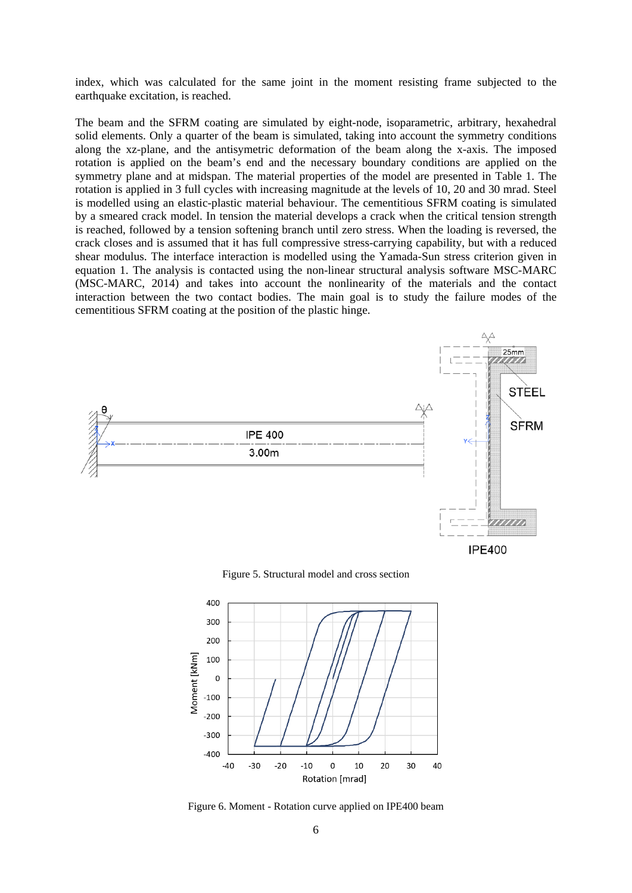index, which was calculated for the same joint in the moment resisting frame subjected to the earthquake excitation, is reached.

The beam and the SFRM coating are simulated by eight-node, isoparametric, arbitrary, hexahedral solid elements. Only a quarter of the beam is simulated, taking into account the symmetry conditions along the xz-plane, and the antisymetric deformation of the beam along the x-axis. The imposed rotation is applied on the beam's end and the necessary boundary conditions are applied on the symmetry plane and at midspan. The material properties of the model are presented in Table 1. The rotation is applied in 3 full cycles with increasing magnitude at the levels of 10, 20 and 30 mrad. Steel is modelled using an elastic-plastic material behaviour. The cementitious SFRM coating is simulated by a smeared crack model. In tension the material develops a crack when the critical tension strength is reached, followed by a tension softening branch until zero stress. When the loading is reversed, the crack closes and is assumed that it has full compressive stress-carrying capability, but with a reduced shear modulus. The interface interaction is modelled using the Yamada-Sun stress criterion given in equation 1. The analysis is contacted using the non-linear structural analysis software MSC-MARC (MSC-MARC, 2014) and takes into account the nonlinearity of the materials and the contact interaction between the two contact bodies. The main goal is to study the failure modes of the cementitious SFRM coating at the position of the plastic hinge.

Figure 5. Structural model and cross section

Figure 6. Moment - Rotation curve applied on IPE400 beam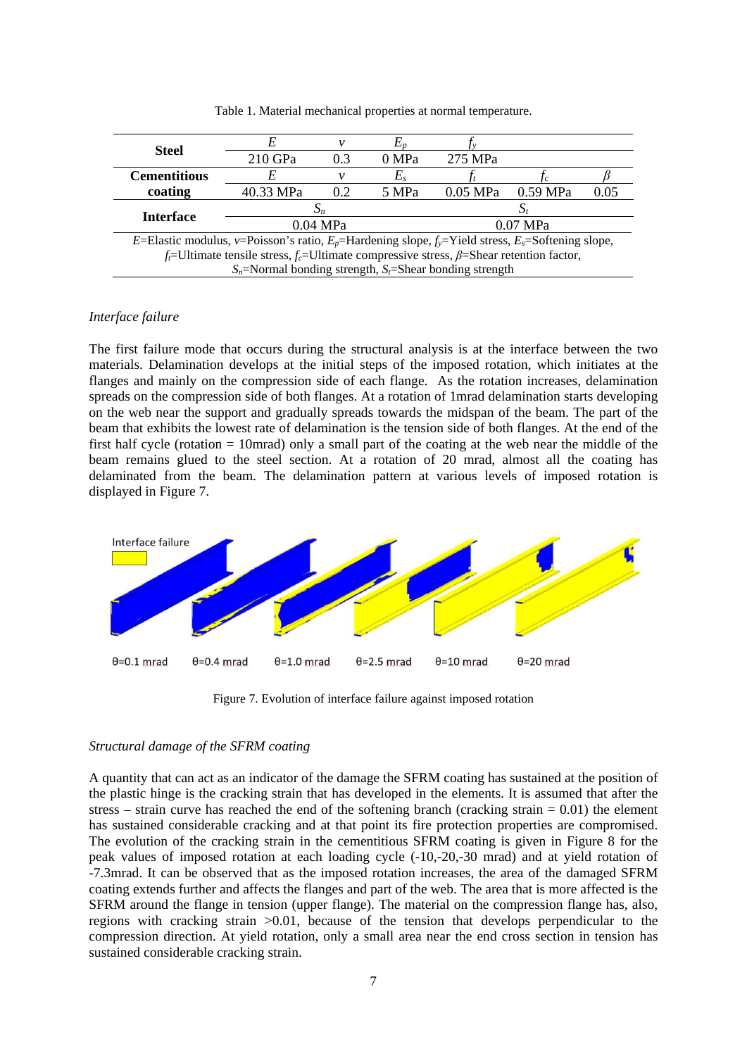Table 1. Material mechanical properties at normal temperature.

| | | | | | | |
|---|---|---|---|---|---|---|
| **Steel** | $E$ | $v$ | $E_p$ | $f_y$ | | |
| | 210 GPa | 0.3 | 0 MPa | 275 MPa | | |
| **Cementitious coating** | $E$ | $v$ | $E_s$ | $f_t$ | $f_c$ | $\beta$ |
| | 40.33 MPa | 0.2 | 5 MPa | 0.05 MPa | 0.59 MPa | 0.05 |
| **Interface** | $S_n$ | | | $S_t$ | | |
| | 0.04 MPa | | | 0.07 MPa | | |

$E$=Elastic modulus, $v$=Poisson's ratio, $E_p$=Hardening slope, $f_y$=Yield stress, $E_s$=Softening slope, $f_t$=Ultimate tensile stress, $f_c$=Ultimate compressive stress, $\beta$=Shear retention factor, $S_n$=Normal bonding strength, $S_t$=Shear bonding strength

*Interface failure*

The first failure mode that occurs during the structural analysis is at the interface between the two materials. Delamination develops at the initial steps of the imposed rotation, which initiates at the flanges and mainly on the compression side of each flange. As the rotation increases, delamination spreads on the compression side of both flanges. At a rotation of 1mrad delamination starts developing on the web near the support and gradually spreads towards the midspan of the beam. The part of the beam that exhibits the lowest rate of delamination is the tension side of both flanges. At the end of the first half cycle (rotation = 10mrad) only a small part of the coating at the web near the middle of the beam remains glued to the steel section. At a rotation of 20 mrad, almost all the coating has delaminated from the beam. The delamination pattern at various levels of imposed rotation is displayed in Figure 7.

Figure 7. Evolution of interface failure against imposed rotation

*Structural damage of the SFRM coating*

A quantity that can act as an indicator of the damage the SFRM coating has sustained at the position of the plastic hinge is the cracking strain that has developed in the elements. It is assumed that after the stress – strain curve has reached the end of the softening branch (cracking strain = 0.01) the element has sustained considerable cracking and at that point its fire protection properties are compromised. The evolution of the cracking strain in the cementitious SFRM coating is given in Figure 8 for the peak values of imposed rotation at each loading cycle (-10,-20,-30 mrad) and at yield rotation of -7.3mrad. It can be observed that as the imposed rotation increases, the area of the damaged SFRM coating extends further and affects the flanges and part of the web. The area that is more affected is the SFRM around the flange in tension (upper flange). The material on the compression flange has, also, regions with cracking strain >0.01, because of the tension that develops perpendicular to the compression direction. At yield rotation, only a small area near the end cross section in tension has sustained considerable cracking strain.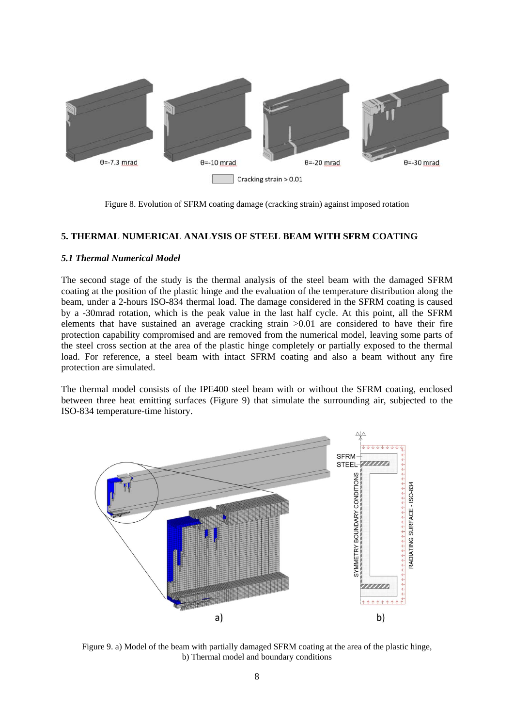Figure 8. Evolution of SFRM coating damage (cracking strain) against imposed rotation

## 5. THERMAL NUMERICAL ANALYSIS OF STEEL BEAM WITH SFRM COATING

### *5.1 Thermal Numerical Model*

The second stage of the study is the thermal analysis of the steel beam with the damaged SFRM coating at the position of the plastic hinge and the evaluation of the temperature distribution along the beam, under a 2-hours ISO-834 thermal load. The damage considered in the SFRM coating is caused by a -30mrad rotation, which is the peak value in the last half cycle. At this point, all the SFRM elements that have sustained an average cracking strain >0.01 are considered to have their fire protection capability compromised and are removed from the numerical model, leaving some parts of the steel cross section at the area of the plastic hinge completely or partially exposed to the thermal load. For reference, a steel beam with intact SFRM coating and also a beam without any fire protection are simulated.

The thermal model consists of the IPE400 steel beam with or without the SFRM coating, enclosed between three heat emitting surfaces (Figure 9) that simulate the surrounding air, subjected to the ISO-834 temperature-time history.

Figure 9. a) Model of the beam with partially damaged SFRM coating at the area of the plastic hinge, b) Thermal model and boundary conditions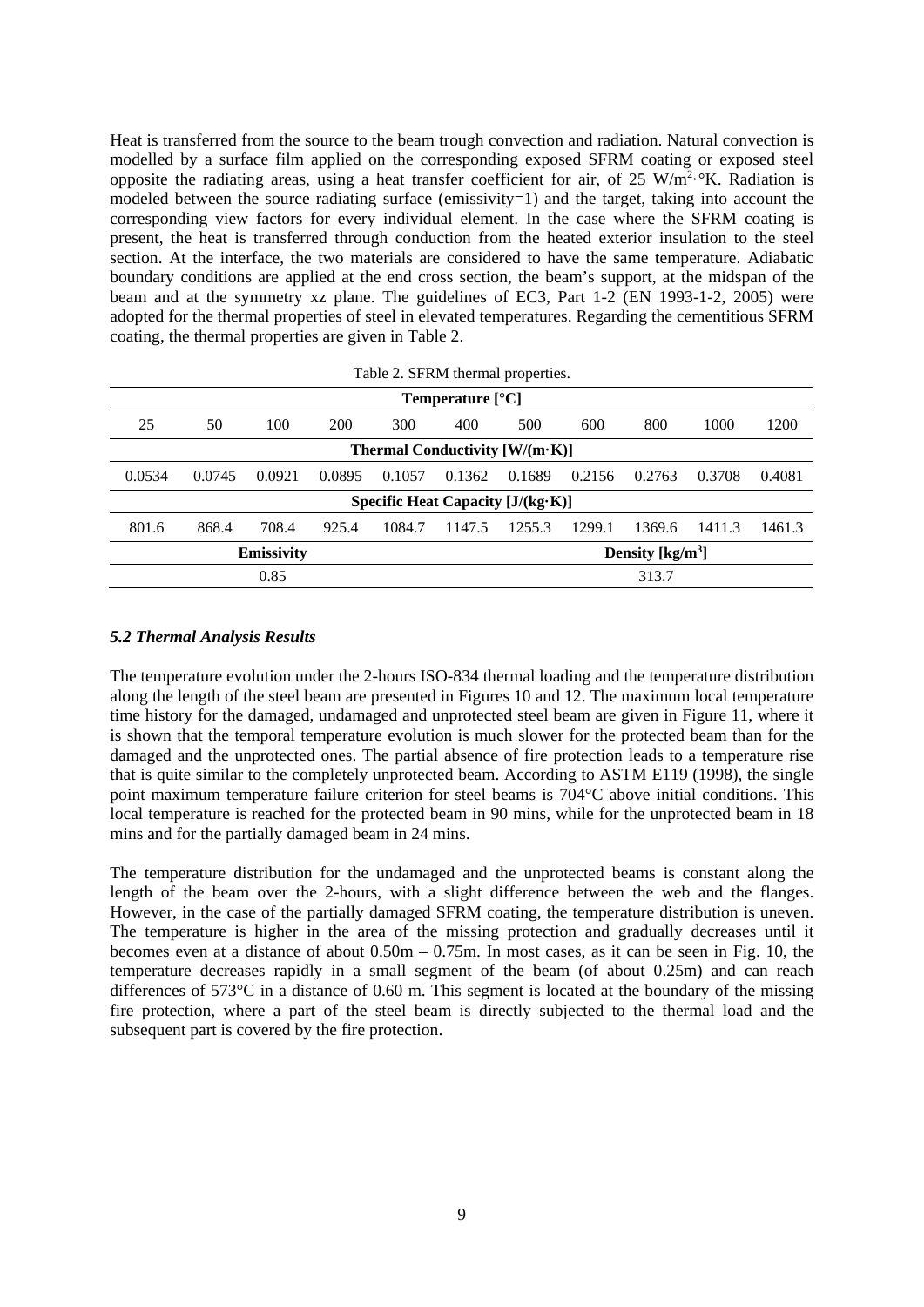Heat is transferred from the source to the beam trough convection and radiation. Natural convection is modelled by a surface film applied on the corresponding exposed SFRM coating or exposed steel opposite the radiating areas, using a heat transfer coefficient for air, of 25 $W/m^2 \cdot °K$. Radiation is modeled between the source radiating surface (emissivity=1) and the target, taking into account the corresponding view factors for every individual element. In the case where the SFRM coating is present, the heat is transferred through conduction from the heated exterior insulation to the steel section. At the interface, the two materials are considered to have the same temperature. Adiabatic boundary conditions are applied at the end cross section, the beam's support, at the midspan of the beam and at the symmetry xz plane. The guidelines of EC3, Part 1-2 (EN 1993-1-2, 2005) were adopted for the thermal properties of steel in elevated temperatures. Regarding the cementitious SFRM coating, the thermal properties are given in Table 2.

Table 2. SFRM thermal properties.

| **Temperature [°C]** | | | | | | | | | | |
|---|---|---|---|---|---|---|---|---|---|---|
| 25 | 50 | 100 | 200 | 300 | 400 | 500 | 600 | 800 | 1000 | 1200 |
| **Thermal Conductivity [W/(m·K)]** | | | | | | | | | | |
| 0.0534 | 0.0745 | 0.0921 | 0.0895 | 0.1057 | 0.1362 | 0.1689 | 0.2156 | 0.2763 | 0.3708 | 0.4081 |
| **Specific Heat Capacity [J/(kg·K)]** | | | | | | | | | | |
| 801.6 | 868.4 | 708.4 | 925.4 | 1084.7 | 1147.5 | 1255.3 | 1299.1 | 1369.6 | 1411.3 | 1461.3 |
| **Emissivity** | | | | | | **Density [kg/m³]** | | | | |
| 0.85 | | | | | | 313.7 | | | | |

### *5.2 Thermal Analysis Results*

The temperature evolution under the 2-hours ISO-834 thermal loading and the temperature distribution along the length of the steel beam are presented in Figures 10 and 12. The maximum local temperature time history for the damaged, undamaged and unprotected steel beam are given in Figure 11, where it is shown that the temporal temperature evolution is much slower for the protected beam than for the damaged and the unprotected ones. The partial absence of fire protection leads to a temperature rise that is quite similar to the completely unprotected beam. According to ASTM E119 (1998), the single point maximum temperature failure criterion for steel beams is 704°C above initial conditions. This local temperature is reached for the protected beam in 90 mins, while for the unprotected beam in 18 mins and for the partially damaged beam in 24 mins.

The temperature distribution for the undamaged and the unprotected beams is constant along the length of the beam over the 2-hours, with a slight difference between the web and the flanges. However, in the case of the partially damaged SFRM coating, the temperature distribution is uneven. The temperature is higher in the area of the missing protection and gradually decreases until it becomes even at a distance of about 0.50m – 0.75m. In most cases, as it can be seen in Fig. 10, the temperature decreases rapidly in a small segment of the beam (of about 0.25m) and can reach differences of 573°C in a distance of 0.60 m. This segment is located at the boundary of the missing fire protection, where a part of the steel beam is directly subjected to the thermal load and the subsequent part is covered by the fire protection.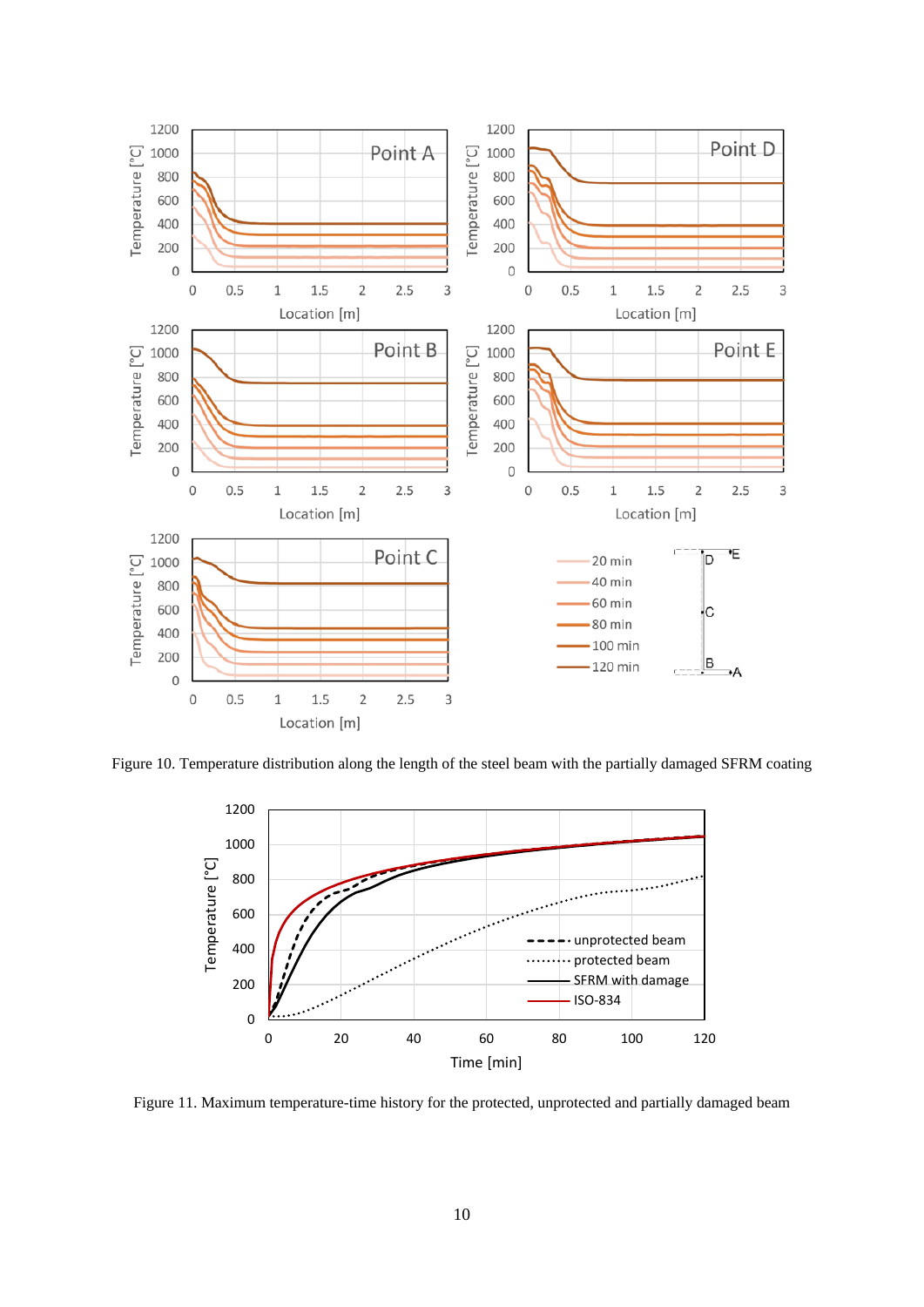Figure 10. Temperature distribution along the length of the steel beam with the partially damaged SFRM coating

Figure 11. Maximum temperature-time history for the protected, unprotected and partially damaged beam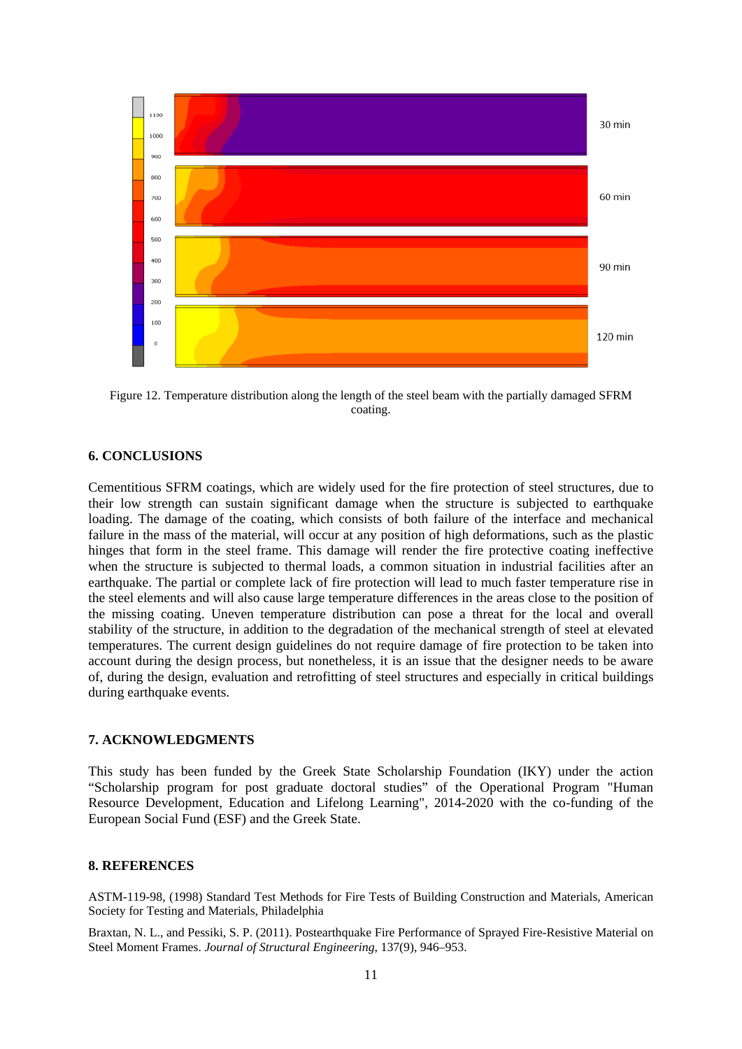Figure 12. Temperature distribution along the length of the steel beam with the partially damaged SFRM coating.

## 6. CONCLUSIONS

Cementitious SFRM coatings, which are widely used for the fire protection of steel structures, due to their low strength can sustain significant damage when the structure is subjected to earthquake loading. The damage of the coating, which consists of both failure of the interface and mechanical failure in the mass of the material, will occur at any position of high deformations, such as the plastic hinges that form in the steel frame. This damage will render the fire protective coating ineffective when the structure is subjected to thermal loads, a common situation in industrial facilities after an earthquake. The partial or complete lack of fire protection will lead to much faster temperature rise in the steel elements and will also cause large temperature differences in the areas close to the position of the missing coating. Uneven temperature distribution can pose a threat for the local and overall stability of the structure, in addition to the degradation of the mechanical strength of steel at elevated temperatures. The current design guidelines do not require damage of fire protection to be taken into account during the design process, but nonetheless, it is an issue that the designer needs to be aware of, during the design, evaluation and retrofitting of steel structures and especially in critical buildings during earthquake events.

## 7. ACKNOWLEDGMENTS

This study has been funded by the Greek State Scholarship Foundation (IKY) under the action "Scholarship program for post graduate doctoral studies" of the Operational Program "Human Resource Development, Education and Lifelong Learning", 2014-2020 with the co-funding of the European Social Fund (ESF) and the Greek State.

## 8. REFERENCES

ASTM-119-98, (1998) Standard Test Methods for Fire Tests of Building Construction and Materials, American Society for Testing and Materials, Philadelphia

Braxtan, N. L., and Pessiki, S. P. (2011). Postearthquake Fire Performance of Sprayed Fire-Resistive Material on Steel Moment Frames. *Journal of Structural Engineering*, 137(9), 946–953.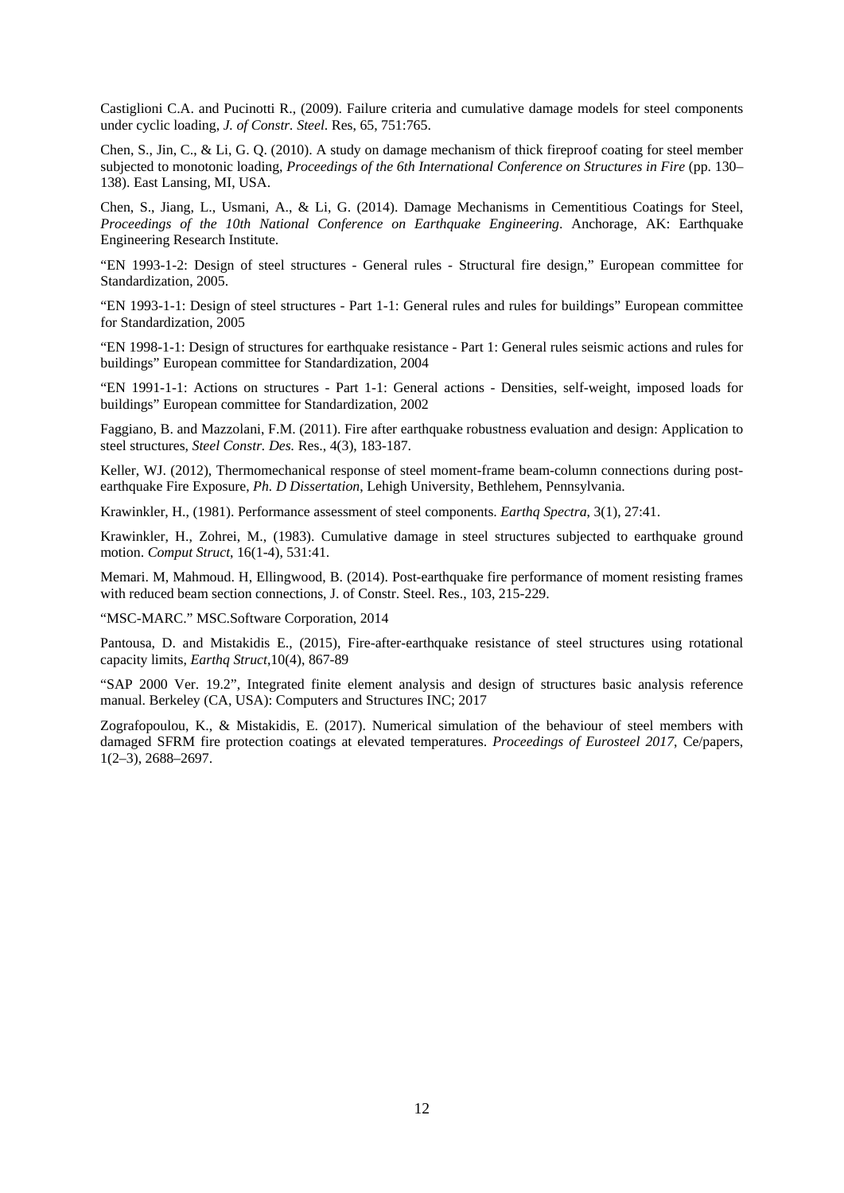Castiglioni C.A. and Pucinotti R., (2009). Failure criteria and cumulative damage models for steel components under cyclic loading, *J. of Constr. Steel.* Res, 65, 751:765.

Chen, S., Jin, C., & Li, G. Q. (2010). A study on damage mechanism of thick fireproof coating for steel member subjected to monotonic loading, *Proceedings of the 6th International Conference on Structures in Fire* (pp. 130–138). East Lansing, MI, USA.

Chen, S., Jiang, L., Usmani, A., & Li, G. (2014). Damage Mechanisms in Cementitious Coatings for Steel, *Proceedings of the 10th National Conference on Earthquake Engineering*. Anchorage, AK: Earthquake Engineering Research Institute.

"EN 1993-1-2: Design of steel structures - General rules - Structural fire design," European committee for Standardization, 2005.

"EN 1993-1-1: Design of steel structures - Part 1-1: General rules and rules for buildings" European committee for Standardization, 2005

"EN 1998-1-1: Design of structures for earthquake resistance - Part 1: General rules seismic actions and rules for buildings" European committee for Standardization, 2004

"EN 1991-1-1: Actions on structures - Part 1-1: General actions - Densities, self-weight, imposed loads for buildings" European committee for Standardization, 2002

Faggiano, B. and Mazzolani, F.M. (2011). Fire after earthquake robustness evaluation and design: Application to steel structures, *Steel Constr. Des.* Res., 4(3), 183-187.

Keller, WJ. (2012), Thermomechanical response of steel moment-frame beam-column connections during post-earthquake Fire Exposure, *Ph. D Dissertation*, Lehigh University, Bethlehem, Pennsylvania.

Krawinkler, H., (1981). Performance assessment of steel components. *Earthq Spectra*, 3(1), 27:41.

Krawinkler, H., Zohrei, M., (1983). Cumulative damage in steel structures subjected to earthquake ground motion. *Comput Struct*, 16(1-4), 531:41.

Memari. M, Mahmoud. H, Ellingwood, B. (2014). Post-earthquake fire performance of moment resisting frames with reduced beam section connections, J. of Constr. Steel. Res., 103, 215-229.

"MSC-MARC." MSC.Software Corporation, 2014

Pantousa, D. and Mistakidis E., (2015), Fire-after-earthquake resistance of steel structures using rotational capacity limits, *Earthq Struct*,10(4), 867-89

"SAP 2000 Ver. 19.2", Integrated finite element analysis and design of structures basic analysis reference manual. Berkeley (CA, USA): Computers and Structures INC; 2017

Zografopoulou, K., & Mistakidis, E. (2017). Numerical simulation of the behaviour of steel members with damaged SFRM fire protection coatings at elevated temperatures. *Proceedings of Eurosteel 2017*, Ce/papers, 1(2–3), 2688–2697.